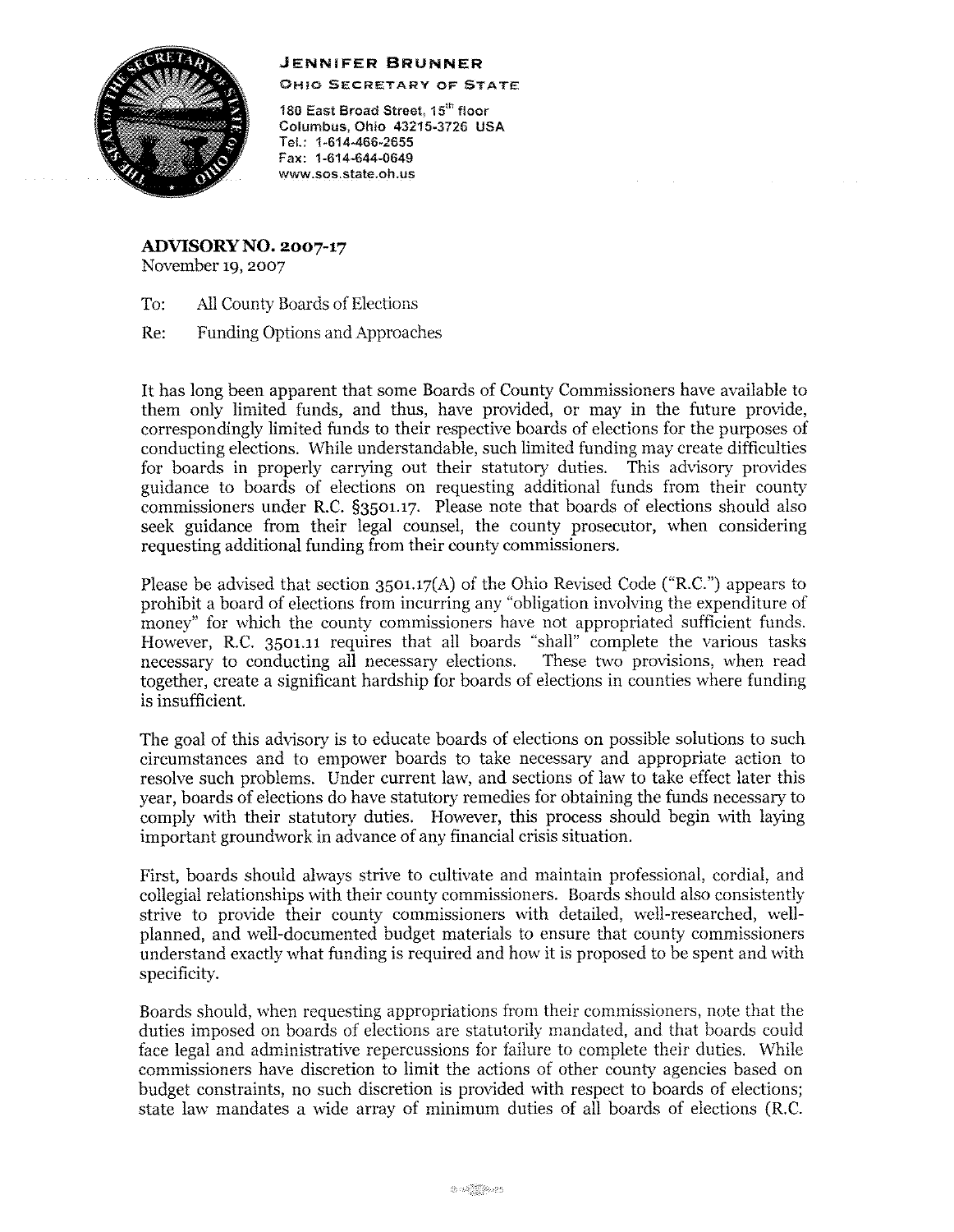**JENNIFER BRUNNER**

**OHIO SECRETARY OF STATE**

180 East Broad Street, 15th floor
Columbus, Ohio 43215-3726 USA
Tel.: 1-614-466-2655
Fax: 1-614-644-0649
www.sos.state.oh.us

## ADVISORY NO. 2007-17

November 19, 2007

To: All County Boards of Elections

Re: Funding Options and Approaches

It has long been apparent that some Boards of County Commissioners have available to them only limited funds, and thus, have provided, or may in the future provide, correspondingly limited funds to their respective boards of elections for the purposes of conducting elections. While understandable, such limited funding may create difficulties for boards in properly carrying out their statutory duties. This advisory provides guidance to boards of elections on requesting additional funds from their county commissioners under R.C. §3501.17. Please note that boards of elections should also seek guidance from their legal counsel, the county prosecutor, when considering requesting additional funding from their county commissioners.

Please be advised that section 3501.17(A) of the Ohio Revised Code ("R.C.") appears to prohibit a board of elections from incurring any "obligation involving the expenditure of money" for which the county commissioners have not appropriated sufficient funds. However, R.C. 3501.11 requires that all boards "shall" complete the various tasks necessary to conducting all necessary elections. These two provisions, when read together, create a significant hardship for boards of elections in counties where funding is insufficient.

The goal of this advisory is to educate boards of elections on possible solutions to such circumstances and to empower boards to take necessary and appropriate action to resolve such problems. Under current law, and sections of law to take effect later this year, boards of elections do have statutory remedies for obtaining the funds necessary to comply with their statutory duties. However, this process should begin with laying important groundwork in advance of any financial crisis situation.

First, boards should always strive to cultivate and maintain professional, cordial, and collegial relationships with their county commissioners. Boards should also consistently strive to provide their county commissioners with detailed, well-researched, well-planned, and well-documented budget materials to ensure that county commissioners understand exactly what funding is required and how it is proposed to be spent and with specificity.

Boards should, when requesting appropriations from their commissioners, note that the duties imposed on boards of elections are statutorily mandated, and that boards could face legal and administrative repercussions for failure to complete their duties. While commissioners have discretion to limit the actions of other county agencies based on budget constraints, no such discretion is provided with respect to boards of elections; state law mandates a wide array of minimum duties of all boards of elections (R.C.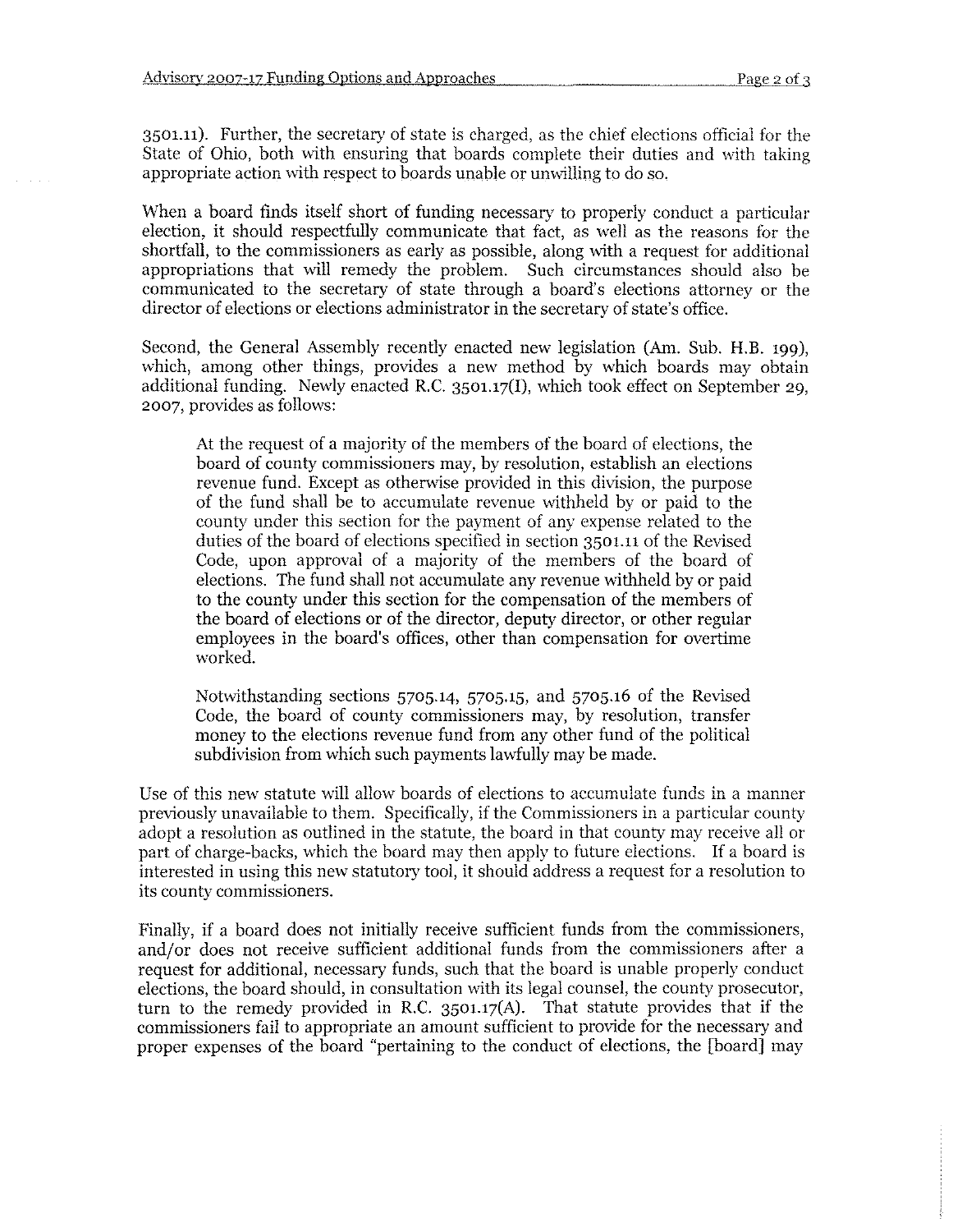3501.11). Further, the secretary of state is charged, as the chief elections official for the State of Ohio, both with ensuring that boards complete their duties and with taking appropriate action with respect to boards unable or unwilling to do so.

When a board finds itself short of funding necessary to properly conduct a particular election, it should respectfully communicate that fact, as well as the reasons for the shortfall, to the commissioners as early as possible, along with a request for additional appropriations that will remedy the problem. Such circumstances should also be communicated to the secretary of state through a board's elections attorney or the director of elections or elections administrator in the secretary of state's office.

Second, the General Assembly recently enacted new legislation (Am. Sub. H.B. 199), which, among other things, provides a new method by which boards may obtain additional funding. Newly enacted R.C. 3501.17(I), which took effect on September 29, 2007, provides as follows:

> At the request of a majority of the members of the board of elections, the board of county commissioners may, by resolution, establish an elections revenue fund. Except as otherwise provided in this division, the purpose of the fund shall be to accumulate revenue withheld by or paid to the county under this section for the payment of any expense related to the duties of the board of elections specified in section 3501.11 of the Revised Code, upon approval of a majority of the members of the board of elections. The fund shall not accumulate any revenue withheld by or paid to the county under this section for the compensation of the members of the board of elections or of the director, deputy director, or other regular employees in the board's offices, other than compensation for overtime worked.
>
> Notwithstanding sections 5705.14, 5705.15, and 5705.16 of the Revised Code, the board of county commissioners may, by resolution, transfer money to the elections revenue fund from any other fund of the political subdivision from which such payments lawfully may be made.

Use of this new statute will allow boards of elections to accumulate funds in a manner previously unavailable to them. Specifically, if the Commissioners in a particular county adopt a resolution as outlined in the statute, the board in that county may receive all or part of charge-backs, which the board may then apply to future elections. If a board is interested in using this new statutory tool, it should address a request for a resolution to its county commissioners.

Finally, if a board does not initially receive sufficient funds from the commissioners, and/or does not receive sufficient additional funds from the commissioners after a request for additional, necessary funds, such that the board is unable properly conduct elections, the board should, in consultation with its legal counsel, the county prosecutor, turn to the remedy provided in R.C. 3501.17(A). That statute provides that if the commissioners fail to appropriate an amount sufficient to provide for the necessary and proper expenses of the board "pertaining to the conduct of elections, the [board] may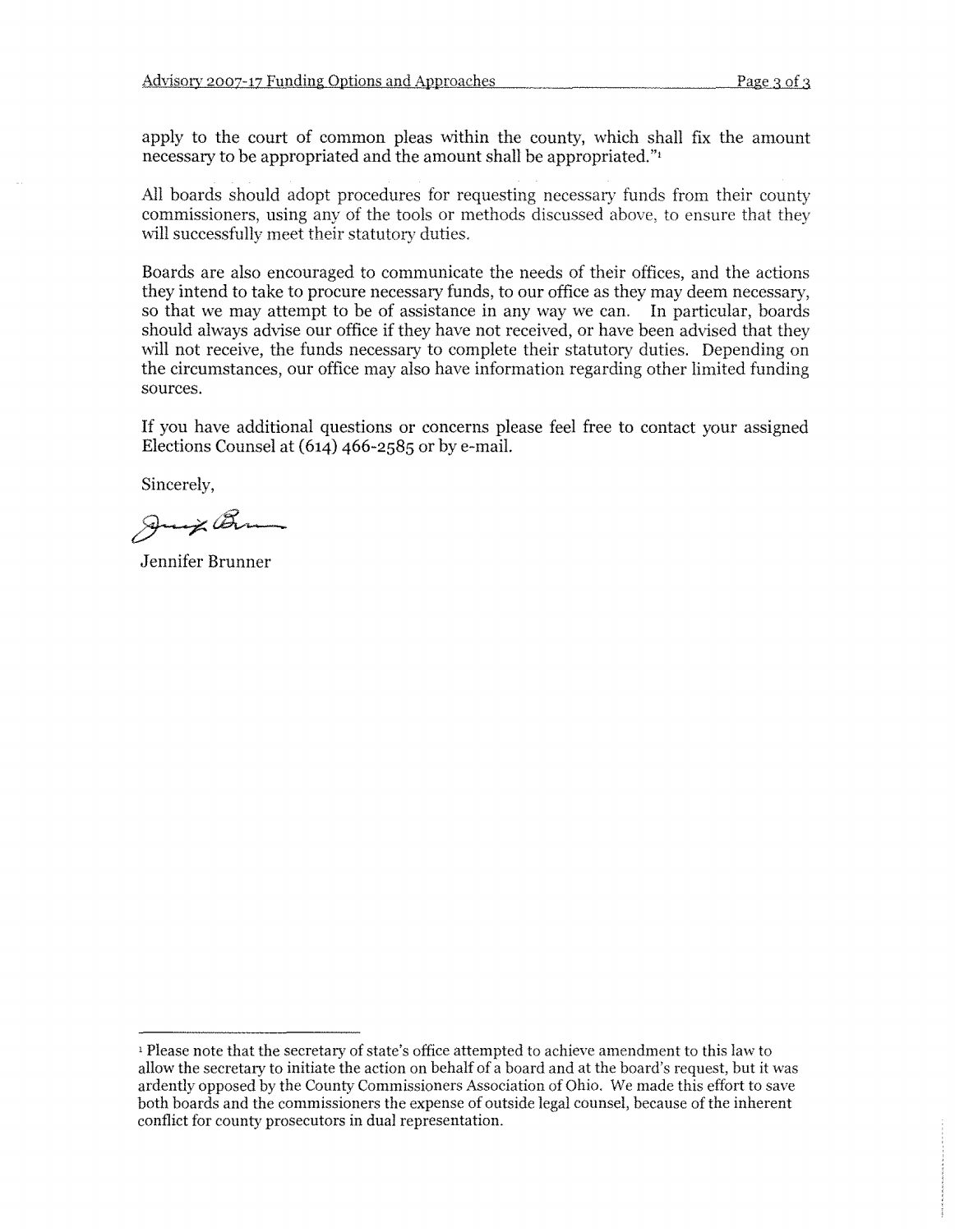apply to the court of common pleas within the county, which shall fix the amount necessary to be appropriated and the amount shall be appropriated."[1]

All boards should adopt procedures for requesting necessary funds from their county commissioners, using any of the tools or methods discussed above, to ensure that they will successfully meet their statutory duties.

Boards are also encouraged to communicate the needs of their offices, and the actions they intend to take to procure necessary funds, to our office as they may deem necessary, so that we may attempt to be of assistance in any way we can. In particular, boards should always advise our office if they have not received, or have been advised that they will not receive, the funds necessary to complete their statutory duties. Depending on the circumstances, our office may also have information regarding other limited funding sources.

If you have additional questions or concerns please feel free to contact your assigned Elections Counsel at (614) 466-2585 or by e-mail.

Sincerely,

Jennifer Brunner

---

[1] Please note that the secretary of state's office attempted to achieve amendment to this law to allow the secretary to initiate the action on behalf of a board and at the board's request, but it was ardently opposed by the County Commissioners Association of Ohio. We made this effort to save both boards and the commissioners the expense of outside legal counsel, because of the inherent conflict for county prosecutors in dual representation.